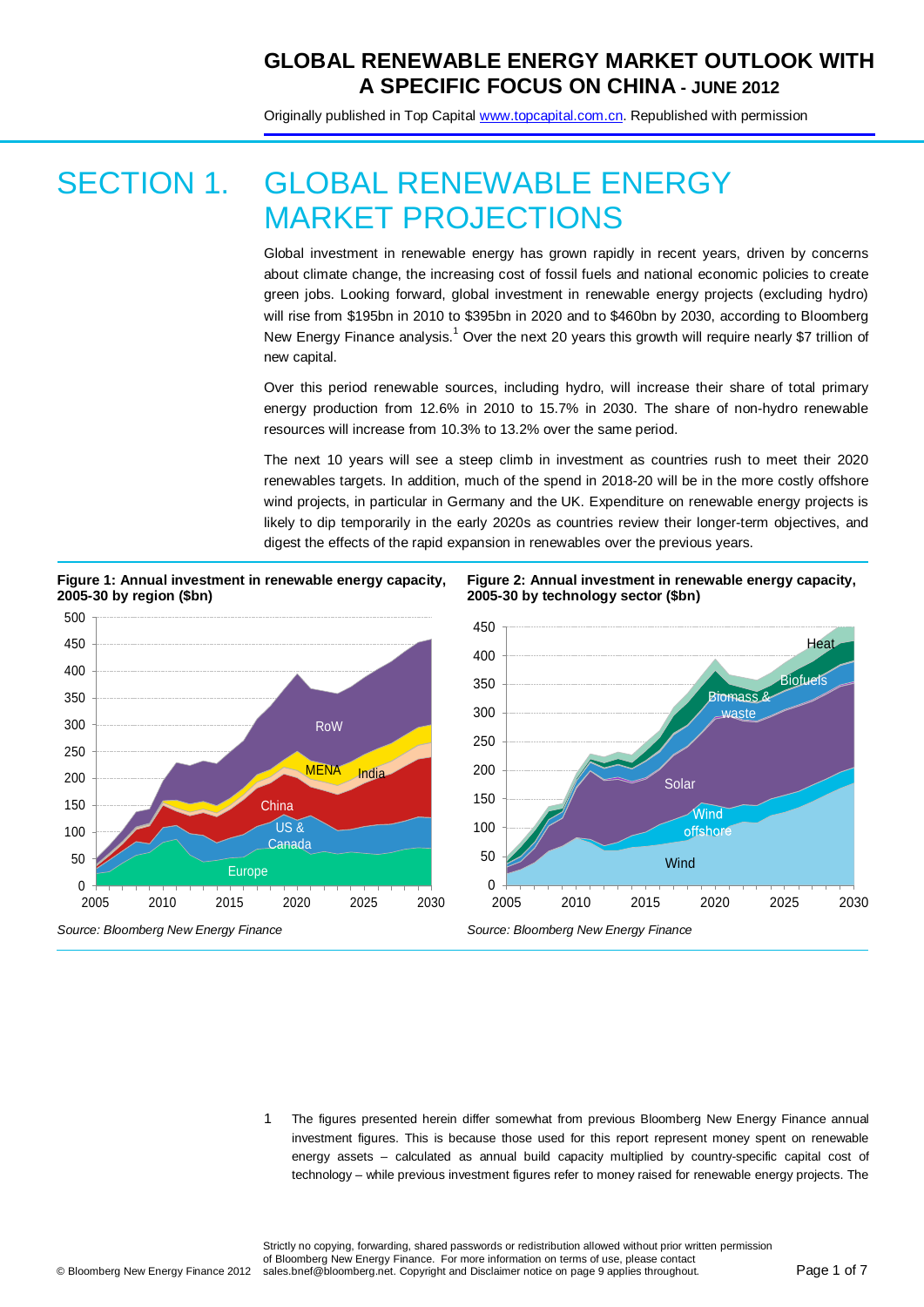# GLOBAL RENEWABLE ENERGY MARKET OUTLOOK WITH A SPECIFIC FOCUS ON CHINA - JUNE 2012

Originally published in Top Capital www.topcapital.com.cn. Republished with permission

## SECTION 1. GLOBAL RENEWABLE ENERGY MARKET PROJECTIONS

Global investment in renewable energy has grown rapidly in recent years, driven by concerns about climate change, the increasing cost of fossil fuels and national economic policies to create green jobs. Looking forward, global investment in renewable energy projects (excluding hydro) will rise from $195bn in 2010 to $395bn in 2020 and to $460bn by 2030, according to Bloomberg New Energy Finance analysis.[1] Over the next 20 years this growth will require nearly $7 trillion of new capital.

Over this period renewable sources, including hydro, will increase their share of total primary energy production from 12.6% in 2010 to 15.7% in 2030. The share of non-hydro renewable resources will increase from 10.3% to 13.2% over the same period.

The next 10 years will see a steep climb in investment as countries rush to meet their 2020 renewables targets. In addition, much of the spend in 2018-20 will be in the more costly offshore wind projects, in particular in Germany and the UK. Expenditure on renewable energy projects is likely to dip temporarily in the early 2020s as countries review their longer-term objectives, and digest the effects of the rapid expansion in renewables over the previous years.

**Figure 1: Annual investment in renewable energy capacity, 2005-30 by region ($bn)**

*Source: Bloomberg New Energy Finance*

**Figure 2: Annual investment in renewable energy capacity, 2005-30 by technology sector ($bn)**

*Source: Bloomberg New Energy Finance*

1 The figures presented herein differ somewhat from previous Bloomberg New Energy Finance annual investment figures. This is because those used for this report represent money spent on renewable energy assets – calculated as annual build capacity multiplied by country-specific capital cost of technology – while previous investment figures refer to money raised for renewable energy projects. The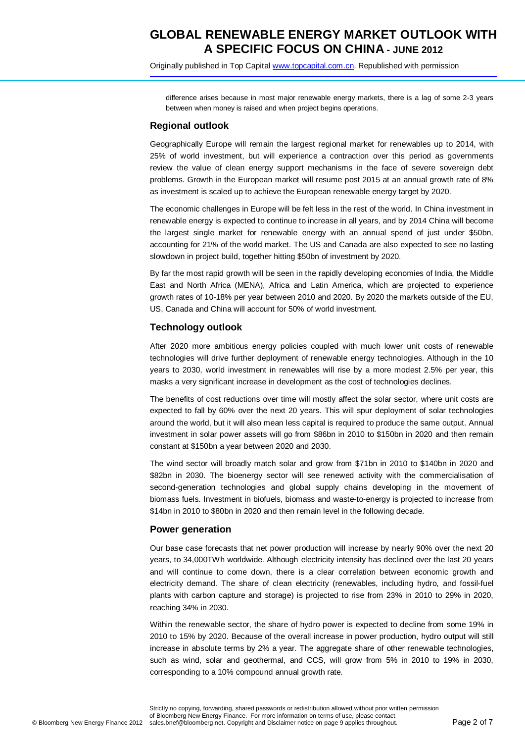difference arises because in most major renewable energy markets, there is a lag of some 2-3 years between when money is raised and when project begins operations.

## Regional outlook

Geographically Europe will remain the largest regional market for renewables up to 2014, with 25% of world investment, but will experience a contraction over this period as governments review the value of clean energy support mechanisms in the face of severe sovereign debt problems. Growth in the European market will resume post 2015 at an annual growth rate of 8% as investment is scaled up to achieve the European renewable energy target by 2020.

The economic challenges in Europe will be felt less in the rest of the world. In China investment in renewable energy is expected to continue to increase in all years, and by 2014 China will become the largest single market for renewable energy with an annual spend of just under $50bn, accounting for 21% of the world market. The US and Canada are also expected to see no lasting slowdown in project build, together hitting $50bn of investment by 2020.

By far the most rapid growth will be seen in the rapidly developing economies of India, the Middle East and North Africa (MENA), Africa and Latin America, which are projected to experience growth rates of 10-18% per year between 2010 and 2020. By 2020 the markets outside of the EU, US, Canada and China will account for 50% of world investment.

## Technology outlook

After 2020 more ambitious energy policies coupled with much lower unit costs of renewable technologies will drive further deployment of renewable energy technologies. Although in the 10 years to 2030, world investment in renewables will rise by a more modest 2.5% per year, this masks a very significant increase in development as the cost of technologies declines.

The benefits of cost reductions over time will mostly affect the solar sector, where unit costs are expected to fall by 60% over the next 20 years. This will spur deployment of solar technologies around the world, but it will also mean less capital is required to produce the same output. Annual investment in solar power assets will go from $86bn in 2010 to $150bn in 2020 and then remain constant at $150bn a year between 2020 and 2030.

The wind sector will broadly match solar and grow from $71bn in 2010 to $140bn in 2020 and $82bn in 2030. The bioenergy sector will see renewed activity with the commercialisation of second-generation technologies and global supply chains developing in the movement of biomass fuels. Investment in biofuels, biomass and waste-to-energy is projected to increase from $14bn in 2010 to $80bn in 2020 and then remain level in the following decade.

## Power generation

Our base case forecasts that net power production will increase by nearly 90% over the next 20 years, to 34,000TWh worldwide. Although electricity intensity has declined over the last 20 years and will continue to come down, there is a clear correlation between economic growth and electricity demand. The share of clean electricity (renewables, including hydro, and fossil-fuel plants with carbon capture and storage) is projected to rise from 23% in 2010 to 29% in 2020, reaching 34% in 2030.

Within the renewable sector, the share of hydro power is expected to decline from some 19% in 2010 to 15% by 2020. Because of the overall increase in power production, hydro output will still increase in absolute terms by 2% a year. The aggregate share of other renewable technologies, such as wind, solar and geothermal, and CCS, will grow from 5% in 2010 to 19% in 2030, corresponding to a 10% compound annual growth rate.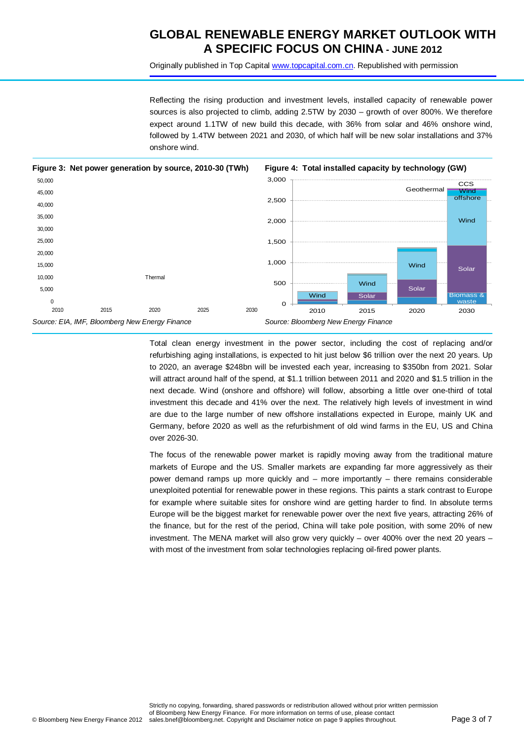Reflecting the rising production and investment levels, installed capacity of renewable power sources is also projected to climb, adding 2.5TW by 2030 – growth of over 800%. We therefore expect around 1.1TW of new build this decade, with 36% from solar and 46% onshore wind, followed by 1.4TW between 2021 and 2030, of which half will be new solar installations and 37% onshore wind.

**Figure 3: Net power generation by source, 2010-30 (TWh)**

*Source: EIA, IMF, Bloomberg New Energy Finance*

**Figure 4: Total installed capacity by technology (GW)**

*Source: Bloomberg New Energy Finance*

Total clean energy investment in the power sector, including the cost of replacing and/or refurbishing aging installations, is expected to hit just below $6 trillion over the next 20 years. Up to 2020, an average $248bn will be invested each year, increasing to $350bn from 2021. Solar will attract around half of the spend, at $1.1 trillion between 2011 and 2020 and $1.5 trillion in the next decade. Wind (onshore and offshore) will follow, absorbing a little over one-third of total investment this decade and 41% over the next. The relatively high levels of investment in wind are due to the large number of new offshore installations expected in Europe, mainly UK and Germany, before 2020 as well as the refurbishment of old wind farms in the EU, US and China over 2026-30.

The focus of the renewable power market is rapidly moving away from the traditional mature markets of Europe and the US. Smaller markets are expanding far more aggressively as their power demand ramps up more quickly and – more importantly – there remains considerable unexploited potential for renewable power in these regions. This paints a stark contrast to Europe for example where suitable sites for onshore wind are getting harder to find. In absolute terms Europe will be the biggest market for renewable power over the next five years, attracting 26% of the finance, but for the rest of the period, China will take pole position, with some 20% of new investment. The MENA market will also grow very quickly – over 400% over the next 20 years – with most of the investment from solar technologies replacing oil-fired power plants.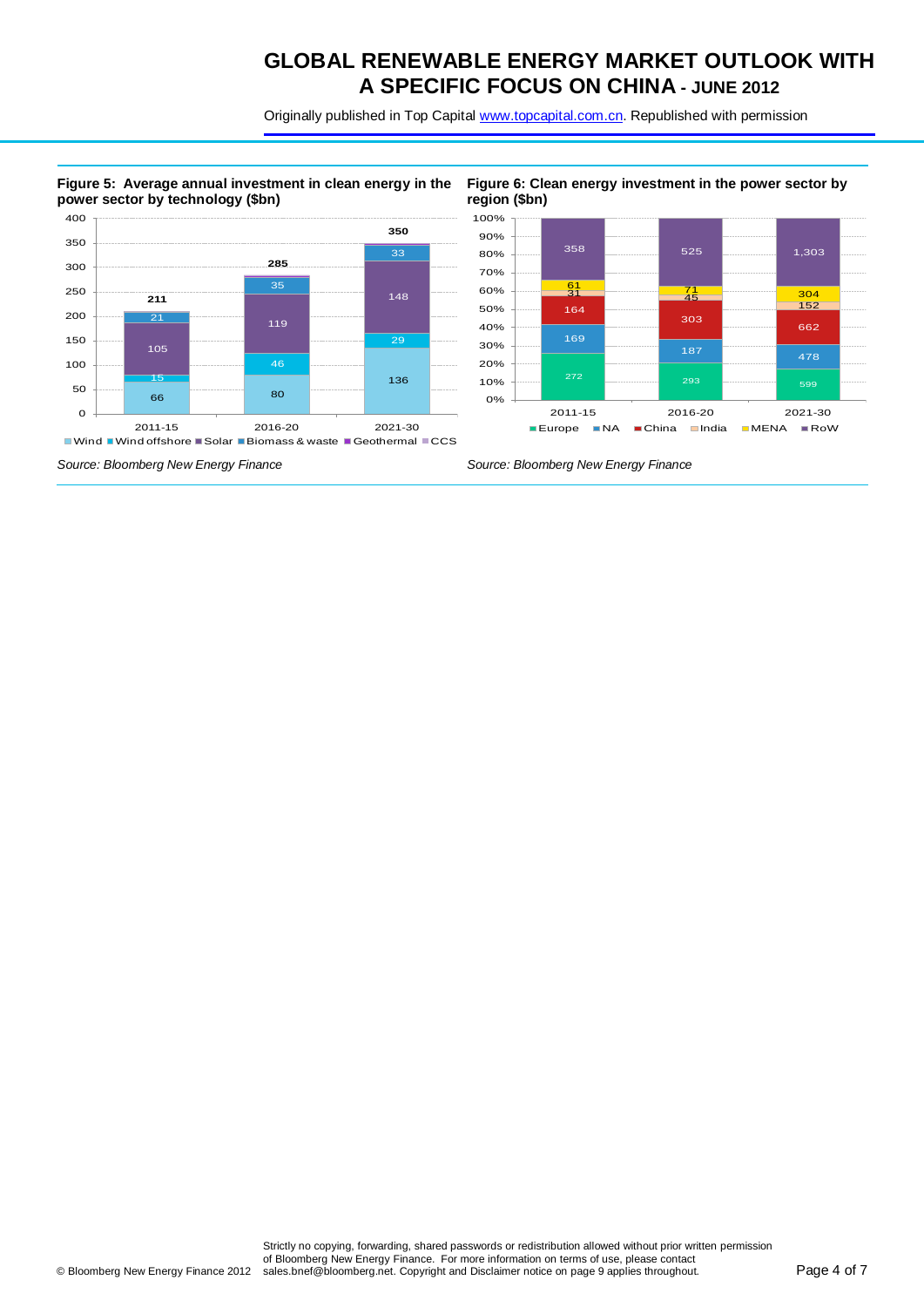**Figure 5: Average annual investment in clean energy in the power sector by technology ($bn)**

| | 2011-15 | 2016-20 | 2021-30 |
|---|---|---|---|
| Wind | 66 | 80 | 136 |
| Wind offshore | 15 | 46 | 29 |
| Solar | 105 | 119 | 148 |
| Biomass & waste | 21 | 35 | 33 |
| Total | 211 | 285 | 350 |

Wind, Wind offshore, Solar, Biomass & waste, Geothermal, CCS

*Source: Bloomberg New Energy Finance*

**Figure 6: Clean energy investment in the power sector by region ($bn)**

| | 2011-15 | 2016-20 | 2021-30 |
|---|---|---|---|
| Europe | 272 | 293 | 599 |
| NA | 169 | 187 | 478 |
| China | 164 | 303 | 662 |
| India | 31 | 45 | 152 |
| MENA | 61 | 71 | 304 |
| RoW | 358 | 525 | 1,303 |

*Source: Bloomberg New Energy Finance*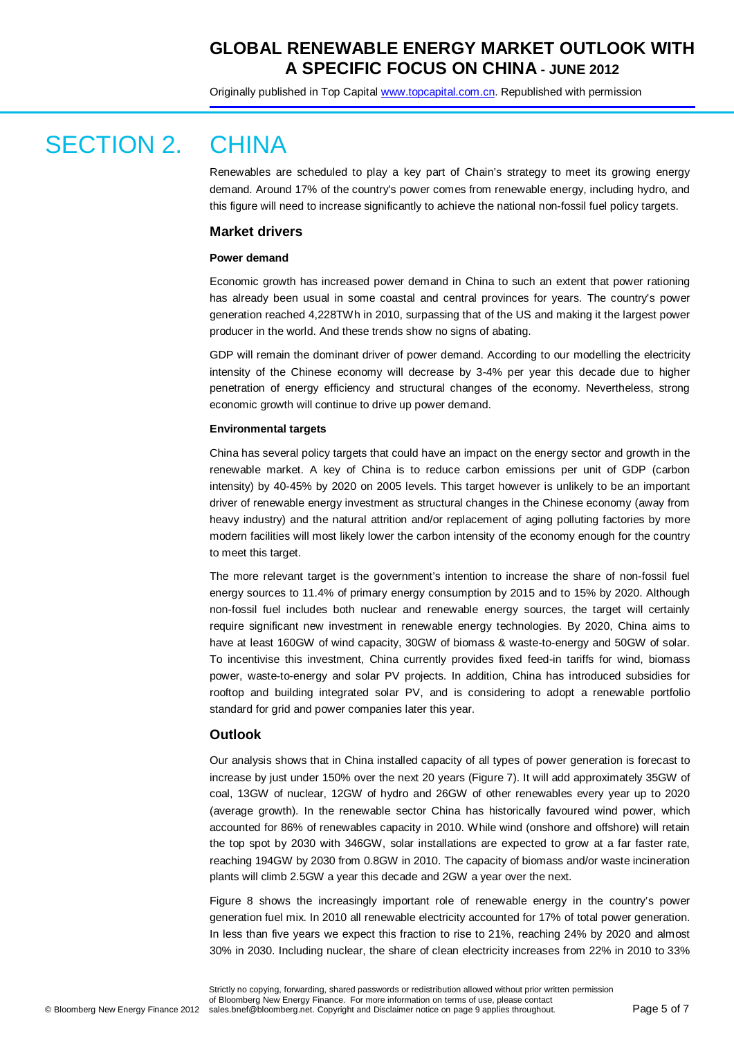# SECTION 2. CHINA

Renewables are scheduled to play a key part of Chain's strategy to meet its growing energy demand. Around 17% of the country's power comes from renewable energy, including hydro, and this figure will need to increase significantly to achieve the national non-fossil fuel policy targets.

## Market drivers

### Power demand

Economic growth has increased power demand in China to such an extent that power rationing has already been usual in some coastal and central provinces for years. The country's power generation reached 4,228TWh in 2010, surpassing that of the US and making it the largest power producer in the world. And these trends show no signs of abating.

GDP will remain the dominant driver of power demand. According to our modelling the electricity intensity of the Chinese economy will decrease by 3-4% per year this decade due to higher penetration of energy efficiency and structural changes of the economy. Nevertheless, strong economic growth will continue to drive up power demand.

### Environmental targets

China has several policy targets that could have an impact on the energy sector and growth in the renewable market. A key of China is to reduce carbon emissions per unit of GDP (carbon intensity) by 40-45% by 2020 on 2005 levels. This target however is unlikely to be an important driver of renewable energy investment as structural changes in the Chinese economy (away from heavy industry) and the natural attrition and/or replacement of aging polluting factories by more modern facilities will most likely lower the carbon intensity of the economy enough for the country to meet this target.

The more relevant target is the government's intention to increase the share of non-fossil fuel energy sources to 11.4% of primary energy consumption by 2015 and to 15% by 2020. Although non-fossil fuel includes both nuclear and renewable energy sources, the target will certainly require significant new investment in renewable energy technologies. By 2020, China aims to have at least 160GW of wind capacity, 30GW of biomass & waste-to-energy and 50GW of solar. To incentivise this investment, China currently provides fixed feed-in tariffs for wind, biomass power, waste-to-energy and solar PV projects. In addition, China has introduced subsidies for rooftop and building integrated solar PV, and is considering to adopt a renewable portfolio standard for grid and power companies later this year.

## Outlook

Our analysis shows that in China installed capacity of all types of power generation is forecast to increase by just under 150% over the next 20 years (Figure 7). It will add approximately 35GW of coal, 13GW of nuclear, 12GW of hydro and 26GW of other renewables every year up to 2020 (average growth). In the renewable sector China has historically favoured wind power, which accounted for 86% of renewables capacity in 2010. While wind (onshore and offshore) will retain the top spot by 2030 with 346GW, solar installations are expected to grow at a far faster rate, reaching 194GW by 2030 from 0.8GW in 2010. The capacity of biomass and/or waste incineration plants will climb 2.5GW a year this decade and 2GW a year over the next.

Figure 8 shows the increasingly important role of renewable energy in the country's power generation fuel mix. In 2010 all renewable electricity accounted for 17% of total power generation. In less than five years we expect this fraction to rise to 21%, reaching 24% by 2020 and almost 30% in 2030. Including nuclear, the share of clean electricity increases from 22% in 2010 to 33%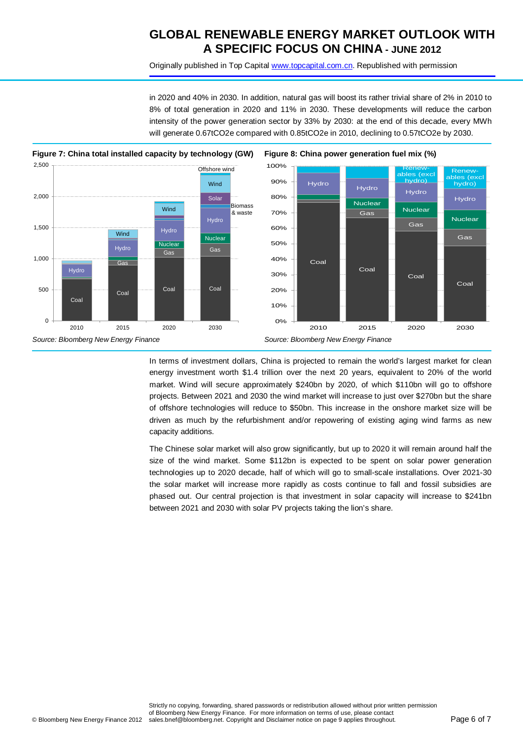in 2020 and 40% in 2030. In addition, natural gas will boost its rather trivial share of 2% in 2010 to 8% of total generation in 2020 and 11% in 2030. These developments will reduce the carbon intensity of the power generation sector by 33% by 2030: at the end of this decade, every MWh will generate 0.67tCO2e compared with 0.85tCO2e in 2010, declining to 0.57tCO2e by 2030.

**Figure 7: China total installed capacity by technology (GW)**

*Source: Bloomberg New Energy Finance*

**Figure 8: China power generation fuel mix (%)**

*Source: Bloomberg New Energy Finance*

In terms of investment dollars, China is projected to remain the world's largest market for clean energy investment worth $1.4 trillion over the next 20 years, equivalent to 20% of the world market. Wind will secure approximately $240bn by 2020, of which $110bn will go to offshore projects. Between 2021 and 2030 the wind market will increase to just over $270bn but the share of offshore technologies will reduce to $50bn. This increase in the onshore market size will be driven as much by the refurbishment and/or repowering of existing aging wind farms as new capacity additions.

The Chinese solar market will also grow significantly, but up to 2020 it will remain around half the size of the wind market. Some $112bn is expected to be spent on solar power generation technologies up to 2020 decade, half of which will go to small-scale installations. Over 2021-30 the solar market will increase more rapidly as costs continue to fall and fossil subsidies are phased out. Our central projection is that investment in solar capacity will increase to $241bn between 2021 and 2030 with solar PV projects taking the lion's share.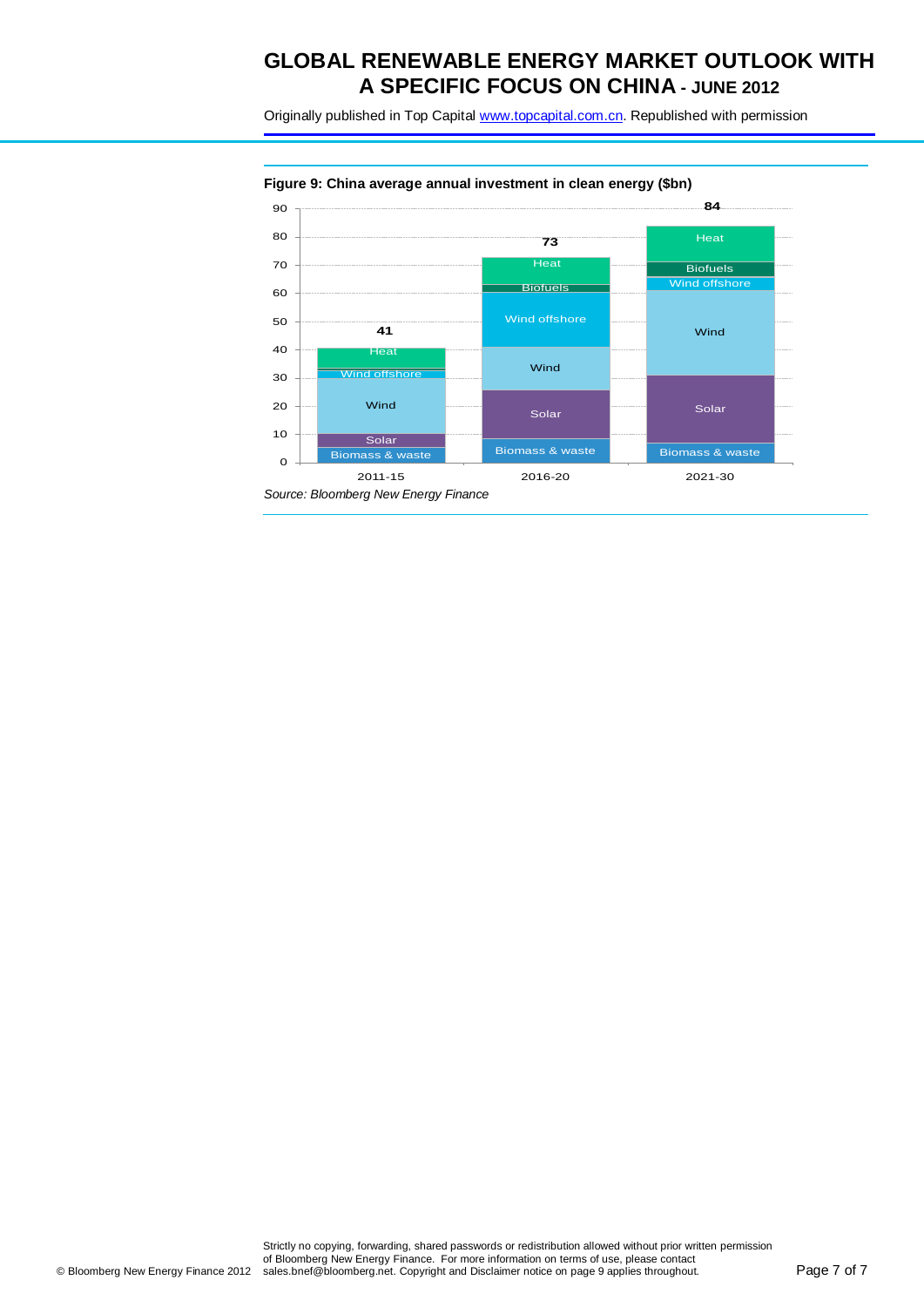**Figure 9: China average annual investment in clean energy ($bn)**

*Source: Bloomberg New Energy Finance*

Strictly no copying, forwarding, shared passwords or redistribution allowed without prior written permission of Bloomberg New Energy Finance. For more information on terms of use, please contact sales.bnef@bloomberg.net. Copyright and Disclaimer notice on page 9 applies throughout.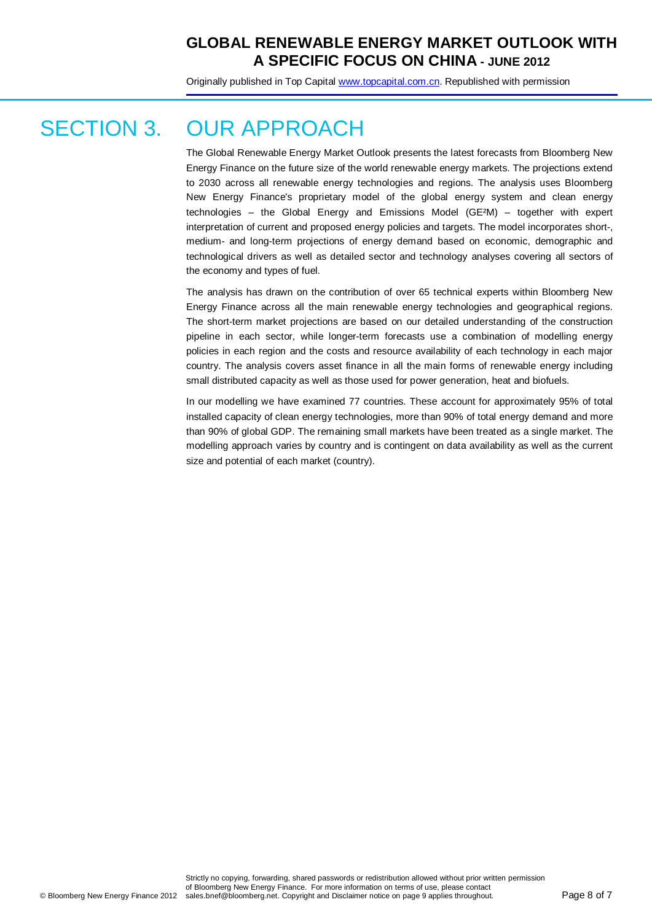# SECTION 3. OUR APPROACH

The Global Renewable Energy Market Outlook presents the latest forecasts from Bloomberg New Energy Finance on the future size of the world renewable energy markets. The projections extend to 2030 across all renewable energy technologies and regions. The analysis uses Bloomberg New Energy Finance's proprietary model of the global energy system and clean energy technologies – the Global Energy and Emissions Model ($GE^2M$) – together with expert interpretation of current and proposed energy policies and targets. The model incorporates short-, medium- and long-term projections of energy demand based on economic, demographic and technological drivers as well as detailed sector and technology analyses covering all sectors of the economy and types of fuel.

The analysis has drawn on the contribution of over 65 technical experts within Bloomberg New Energy Finance across all the main renewable energy technologies and geographical regions. The short-term market projections are based on our detailed understanding of the construction pipeline in each sector, while longer-term forecasts use a combination of modelling energy policies in each region and the costs and resource availability of each technology in each major country. The analysis covers asset finance in all the main forms of renewable energy including small distributed capacity as well as those used for power generation, heat and biofuels.

In our modelling we have examined 77 countries. These account for approximately 95% of total installed capacity of clean energy technologies, more than 90% of total energy demand and more than 90% of global GDP. The remaining small markets have been treated as a single market. The modelling approach varies by country and is contingent on data availability as well as the current size and potential of each market (country).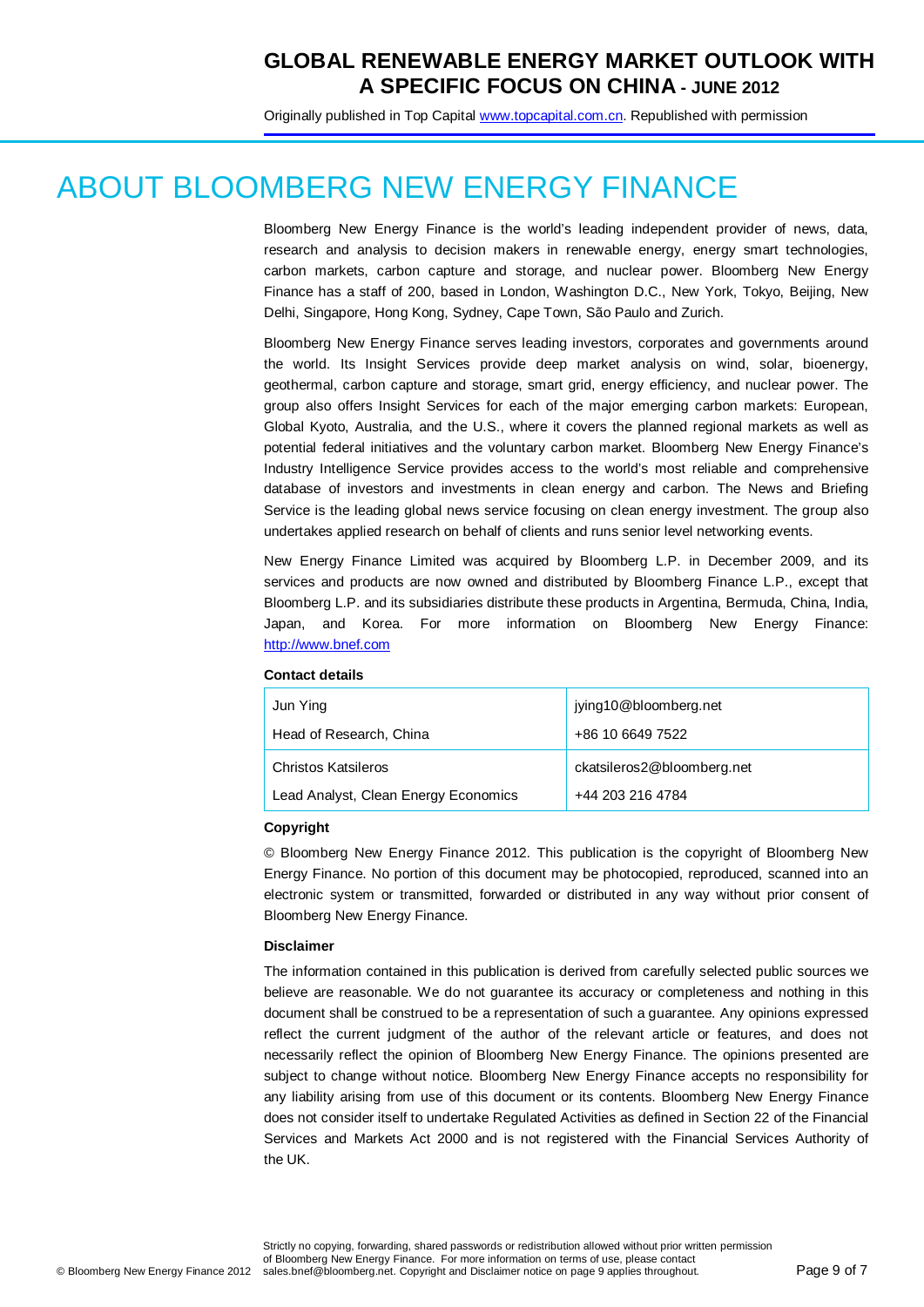# ABOUT BLOOMBERG NEW ENERGY FINANCE

Bloomberg New Energy Finance is the world's leading independent provider of news, data, research and analysis to decision makers in renewable energy, energy smart technologies, carbon markets, carbon capture and storage, and nuclear power. Bloomberg New Energy Finance has a staff of 200, based in London, Washington D.C., New York, Tokyo, Beijing, New Delhi, Singapore, Hong Kong, Sydney, Cape Town, São Paulo and Zurich.

Bloomberg New Energy Finance serves leading investors, corporates and governments around the world. Its Insight Services provide deep market analysis on wind, solar, bioenergy, geothermal, carbon capture and storage, smart grid, energy efficiency, and nuclear power. The group also offers Insight Services for each of the major emerging carbon markets: European, Global Kyoto, Australia, and the U.S., where it covers the planned regional markets as well as potential federal initiatives and the voluntary carbon market. Bloomberg New Energy Finance's Industry Intelligence Service provides access to the world's most reliable and comprehensive database of investors and investments in clean energy and carbon. The News and Briefing Service is the leading global news service focusing on clean energy investment. The group also undertakes applied research on behalf of clients and runs senior level networking events.

New Energy Finance Limited was acquired by Bloomberg L.P. in December 2009, and its services and products are now owned and distributed by Bloomberg Finance L.P., except that Bloomberg L.P. and its subsidiaries distribute these products in Argentina, Bermuda, China, India, Japan, and Korea. For more information on Bloomberg New Energy Finance: http://www.bnef.com

**Contact details**

| | |
|---|---|
| Jun Ying<br>Head of Research, China | jying10@bloomberg.net<br>+86 10 6649 7522 |
| Christos Katsileros<br>Lead Analyst, Clean Energy Economics | ckatsileros2@bloomberg.net<br>+44 203 216 4784 |

**Copyright**

© Bloomberg New Energy Finance 2012. This publication is the copyright of Bloomberg New Energy Finance. No portion of this document may be photocopied, reproduced, scanned into an electronic system or transmitted, forwarded or distributed in any way without prior consent of Bloomberg New Energy Finance.

**Disclaimer**

The information contained in this publication is derived from carefully selected public sources we believe are reasonable. We do not guarantee its accuracy or completeness and nothing in this document shall be construed to be a representation of such a guarantee. Any opinions expressed reflect the current judgment of the author of the relevant article or features, and does not necessarily reflect the opinion of Bloomberg New Energy Finance. The opinions presented are subject to change without notice. Bloomberg New Energy Finance accepts no responsibility for any liability arising from use of this document or its contents. Bloomberg New Energy Finance does not consider itself to undertake Regulated Activities as defined in Section 22 of the Financial Services and Markets Act 2000 and is not registered with the Financial Services Authority of the UK.